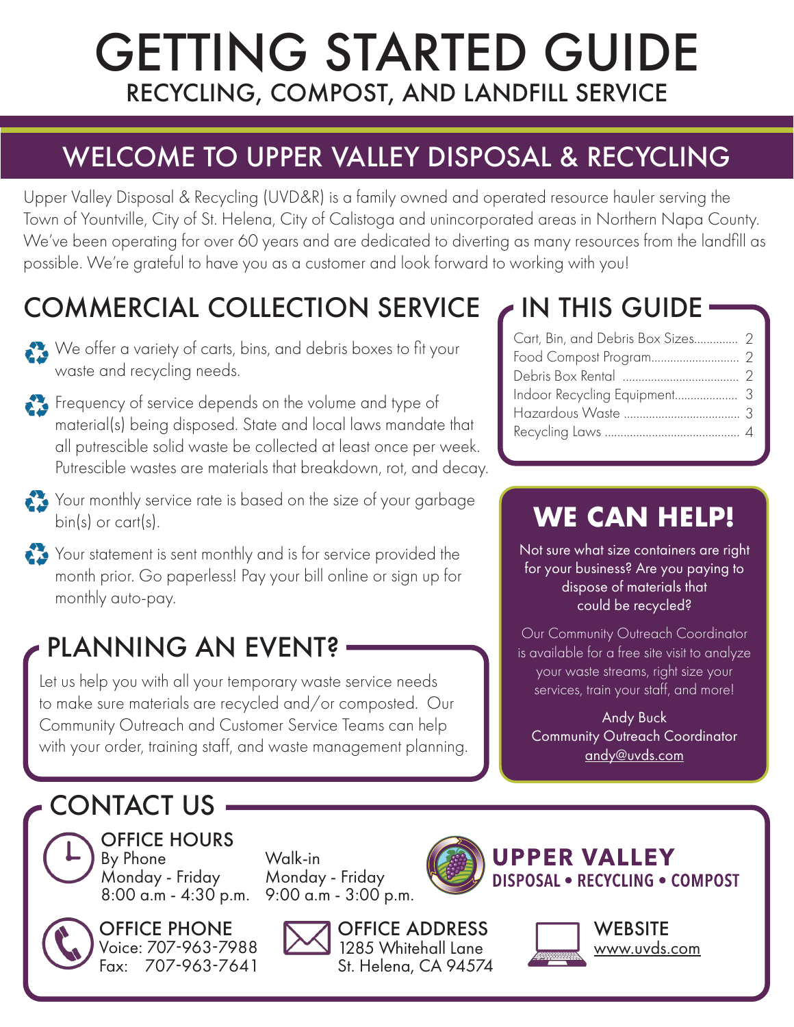# GETTING STARTED GUIDE

RECYCLING, COMPOST, AND LANDFILL SERVICE

## WELCOME TO UPPER VALLEY DISPOSAL & RECYCLING

Upper Valley Disposal & Recycling (UVD&R) is a family owned and operated resource hauler serving the Town of Yountville, City of St. Helena, City of Calistoga and unincorporated areas in Northern Napa County. We've been operating for over 60 years and are dedicated to diverting as many resources from the landfill as possible. We're grateful to have you as a customer and look forward to working with you!

## COMMERCIAL COLLECTION SERVICE

- We offer a variety of carts, bins, and debris boxes to fit your waste and recycling needs.
- Frequency of service depends on the volume and type of material(s) being disposed. State and local laws mandate that all putrescible solid waste be collected at least once per week. Putrescible wastes are materials that breakdown, rot, and decay.
- Your monthly service rate is based on the size of your garbage bin(s) or cart(s).
- Your statement is sent monthly and is for service provided the month prior. Go paperless! Pay your bill online or sign up for monthly auto-pay.

## IN THIS GUIDE

| | |
|---|---|
| Cart, Bin, and Debris Box Sizes | 2 |
| Food Compost Program | 2 |
| Debris Box Rental | 2 |
| Indoor Recycling Equipment | 3 |
| Hazardous Waste | 3 |
| Recycling Laws | 4 |

## PLANNING AN EVENT?

Let us help you with all your temporary waste service needs to make sure materials are recycled and/or composted. Our Community Outreach and Customer Service Teams can help with your order, training staff, and waste management planning.

## WE CAN HELP!

Not sure what size containers are right for your business? Are you paying to dispose of materials that could be recycled?

Our Community Outreach Coordinator is available for a free site visit to analyze your waste streams, right size your services, train your staff, and more!

Andy Buck
Community Outreach Coordinator
andy@uvds.com

## CONTACT US

### OFFICE HOURS

By Phone
Monday - Friday
8:00 a.m - 4:30 p.m.

Walk-in
Monday - Friday
9:00 a.m - 3:00 p.m.

**UPPER VALLEY**
**DISPOSAL • RECYCLING • COMPOST**

### OFFICE PHONE

Voice: 707-963-7988
Fax: 707-963-7641

### OFFICE ADDRESS

1285 Whitehall Lane
St. Helena, CA 94574

### WEBSITE

www.uvds.com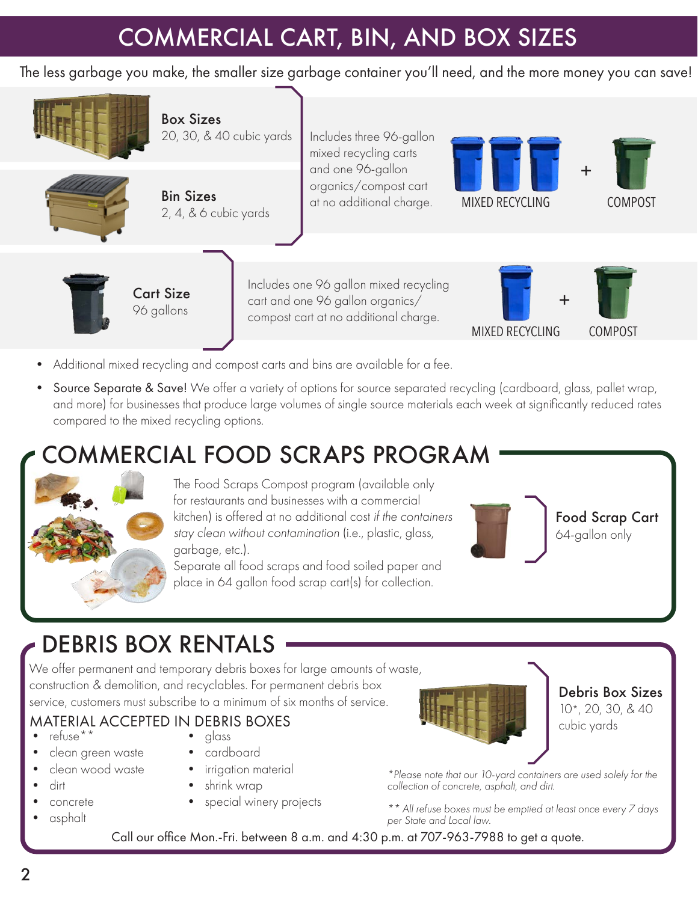# COMMERCIAL CART, BIN, AND BOX SIZES

The less garbage you make, the smaller size garbage container you'll need, and the more money you can save!

**Box Sizes**
20, 30, & 40 cubic yards

**Bin Sizes**
2, 4, & 6 cubic yards

Includes three 96-gallon mixed recycling carts and one 96-gallon organics/compost cart at no additional charge.

MIXED RECYCLING + COMPOST

**Cart Size**
96 gallons

Includes one 96 gallon mixed recycling cart and one 96 gallon organics/compost cart at no additional charge.

MIXED RECYCLING + COMPOST

- Additional mixed recycling and compost carts and bins are available for a fee.
- Source Separate & Save! We offer a variety of options for source separated recycling (cardboard, glass, pallet wrap, and more) for businesses that produce large volumes of single source materials each week at significantly reduced rates compared to the mixed recycling options.

## COMMERCIAL FOOD SCRAPS PROGRAM

The Food Scraps Compost program (available only for restaurants and businesses with a commercial kitchen) is offered at no additional cost *if the containers stay clean without contamination* (i.e., plastic, glass, garbage, etc.).
Separate all food scraps and food soiled paper and place in 64 gallon food scrap cart(s) for collection.

**Food Scrap Cart**
64-gallon only

## DEBRIS BOX RENTALS

We offer permanent and temporary debris boxes for large amounts of waste, construction & demolition, and recyclables. For permanent debris box service, customers must subscribe to a minimum of six months of service.

### MATERIAL ACCEPTED IN DEBRIS BOXES

- refuse**
- clean green waste
- clean wood waste
- dirt
- concrete
- asphalt
- glass
- cardboard
- irrigation material
- shrink wrap
- special winery projects

**Debris Box Sizes**
10*, 20, 30, & 40 cubic yards

*\*Please note that our 10-yard containers are used solely for the collection of concrete, asphalt, and dirt.*

*\*\* All refuse boxes must be emptied at least once every 7 days per State and Local law.*

Call our office Mon.-Fri. between 8 a.m. and 4:30 p.m. at 707-963-7988 to get a quote.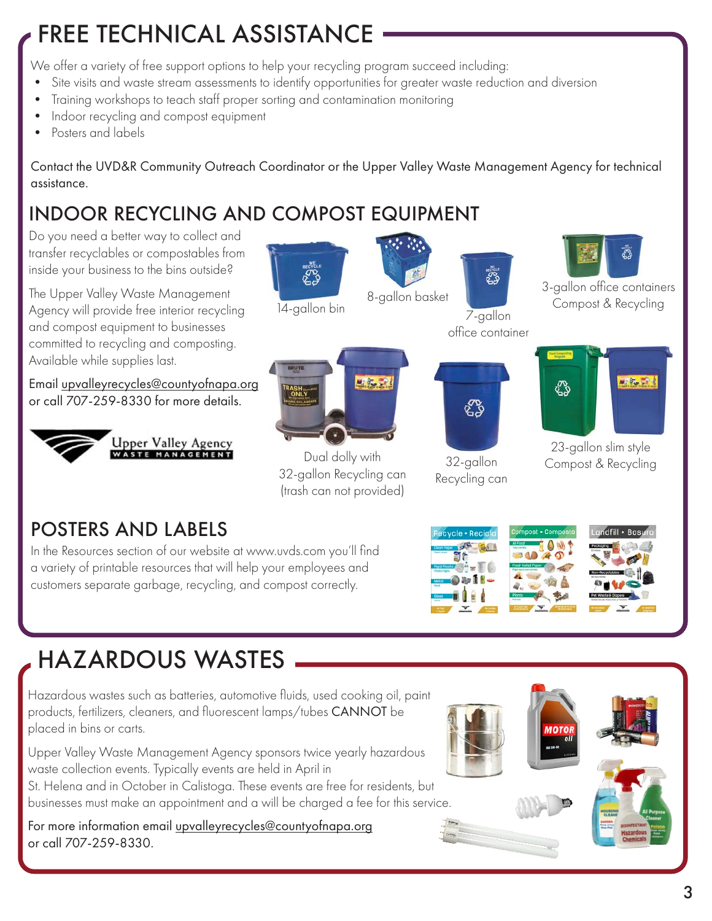# FREE TECHNICAL ASSISTANCE

We offer a variety of free support options to help your recycling program succeed including:

- Site visits and waste stream assessments to identify opportunities for greater waste reduction and diversion
- Training workshops to teach staff proper sorting and contamination monitoring
- Indoor recycling and compost equipment
- Posters and labels

Contact the UVD&R Community Outreach Coordinator or the Upper Valley Waste Management Agency for technical assistance.

## INDOOR RECYCLING AND COMPOST EQUIPMENT

Do you need a better way to collect and transfer recyclables or compostables from inside your business to the bins outside?

The Upper Valley Waste Management Agency will provide free interior recycling and compost equipment to businesses committed to recycling and composting. Available while supplies last.

Email upvalleyrecycles@countyofnapa.org or call 707-259-8330 for more details.

Upper Valley Agency WASTE MANAGEMENT

14-gallon bin

8-gallon basket

7-gallon office container

3-gallon office containers Compost & Recycling

Dual dolly with 32-gallon Recycling can (trash can not provided)

32-gallon Recycling can

23-gallon slim style Compost & Recycling

## POSTERS AND LABELS

In the Resources section of our website at www.uvds.com you'll find a variety of printable resources that will help your employees and customers separate garbage, recycling, and compost correctly.

# HAZARDOUS WASTES

Hazardous wastes such as batteries, automotive fluids, used cooking oil, paint products, fertilizers, cleaners, and fluorescent lamps/tubes CANNOT be placed in bins or carts.

Upper Valley Waste Management Agency sponsors twice yearly hazardous waste collection events. Typically events are held in April in St. Helena and in October in Calistoga. These events are free for residents, but businesses must make an appointment and a will be charged a fee for this service.

For more information email upvalleyrecycles@countyofnapa.org or call 707-259-8330.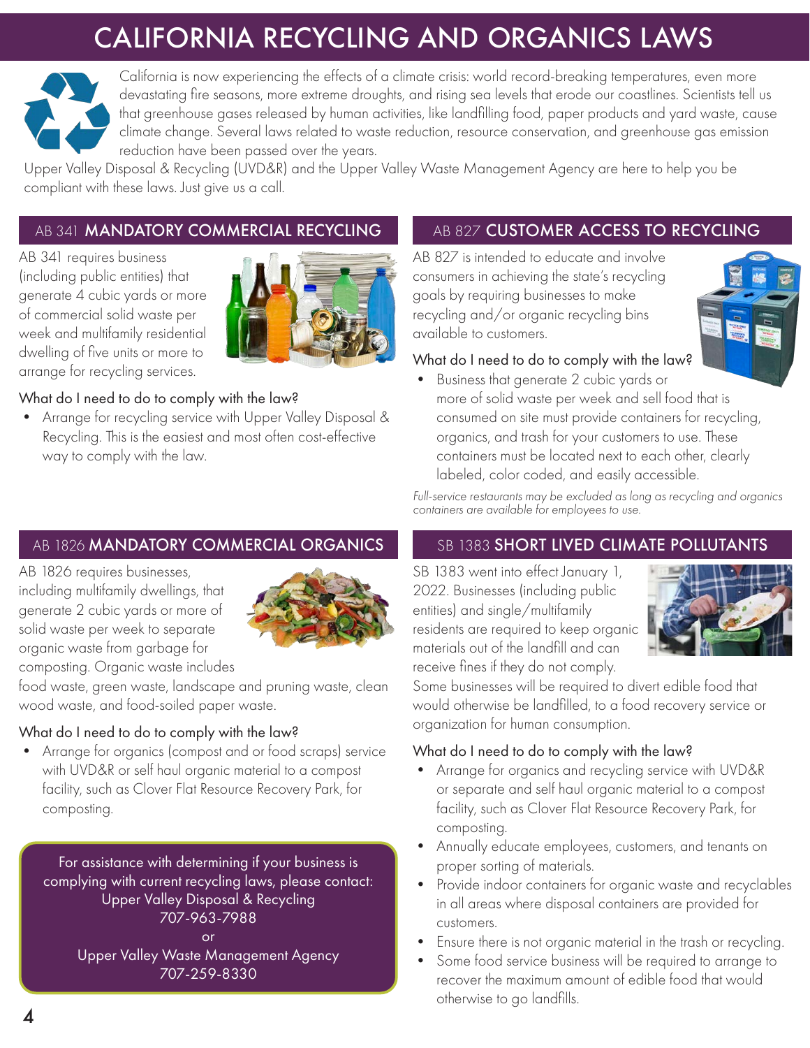# CALIFORNIA RECYCLING AND ORGANICS LAWS

California is now experiencing the effects of a climate crisis: world record-breaking temperatures, even more devastating fire seasons, more extreme droughts, and rising sea levels that erode our coastlines. Scientists tell us that greenhouse gases released by human activities, like landfilling food, paper products and yard waste, cause climate change. Several laws related to waste reduction, resource conservation, and greenhouse gas emission reduction have been passed over the years.

Upper Valley Disposal & Recycling (UVD&R) and the Upper Valley Waste Management Agency are here to help you be compliant with these laws. Just give us a call.

## AB 341 MANDATORY COMMERCIAL RECYCLING

AB 341 requires business (including public entities) that generate 4 cubic yards or more of commercial solid waste per week and multifamily residential dwelling of five units or more to arrange for recycling services.

### What do I need to do to comply with the law?

- Arrange for recycling service with Upper Valley Disposal & Recycling. This is the easiest and most often cost-effective way to comply with the law.

## AB 1826 MANDATORY COMMERCIAL ORGANICS

AB 1826 requires businesses, including multifamily dwellings, that generate 2 cubic yards or more of solid waste per week to separate organic waste from garbage for composting. Organic waste includes food waste, green waste, landscape and pruning waste, clean wood waste, and food-soiled paper waste.

### What do I need to do to comply with the law?

- Arrange for organics (compost and or food scraps) service with UVD&R or self haul organic material to a compost facility, such as Clover Flat Resource Recovery Park, for composting.

For assistance with determining if your business is complying with current recycling laws, please contact:
Upper Valley Disposal & Recycling
707-963-7988
or
Upper Valley Waste Management Agency
707-259-8330

## AB 827 CUSTOMER ACCESS TO RECYCLING

AB 827 is intended to educate and involve consumers in achieving the state's recycling goals by requiring businesses to make recycling and/or organic recycling bins available to customers.

### What do I need to do to comply with the law?

- Business that generate 2 cubic yards or more of solid waste per week and sell food that is consumed on site must provide containers for recycling, organics, and trash for your customers to use. These containers must be located next to each other, clearly labeled, color coded, and easily accessible.

*Full-service restaurants may be excluded as long as recycling and organics containers are available for employees to use.*

## SB 1383 SHORT LIVED CLIMATE POLLUTANTS

SB 1383 went into effect January 1, 2022. Businesses (including public entities) and single/multifamily residents are required to keep organic materials out of the landfill and can receive fines if they do not comply.

Some businesses will be required to divert edible food that would otherwise be landfilled, to a food recovery service or organization for human consumption.

### What do I need to do to comply with the law?

- Arrange for organics and recycling service with UVD&R or separate and self haul organic material to a compost facility, such as Clover Flat Resource Recovery Park, for composting.
- Annually educate employees, customers, and tenants on proper sorting of materials.
- Provide indoor containers for organic waste and recyclables in all areas where disposal containers are provided for customers.
- Ensure there is not organic material in the trash or recycling.
- Some food service business will be required to arrange to recover the maximum amount of edible food that would otherwise to go landfills.